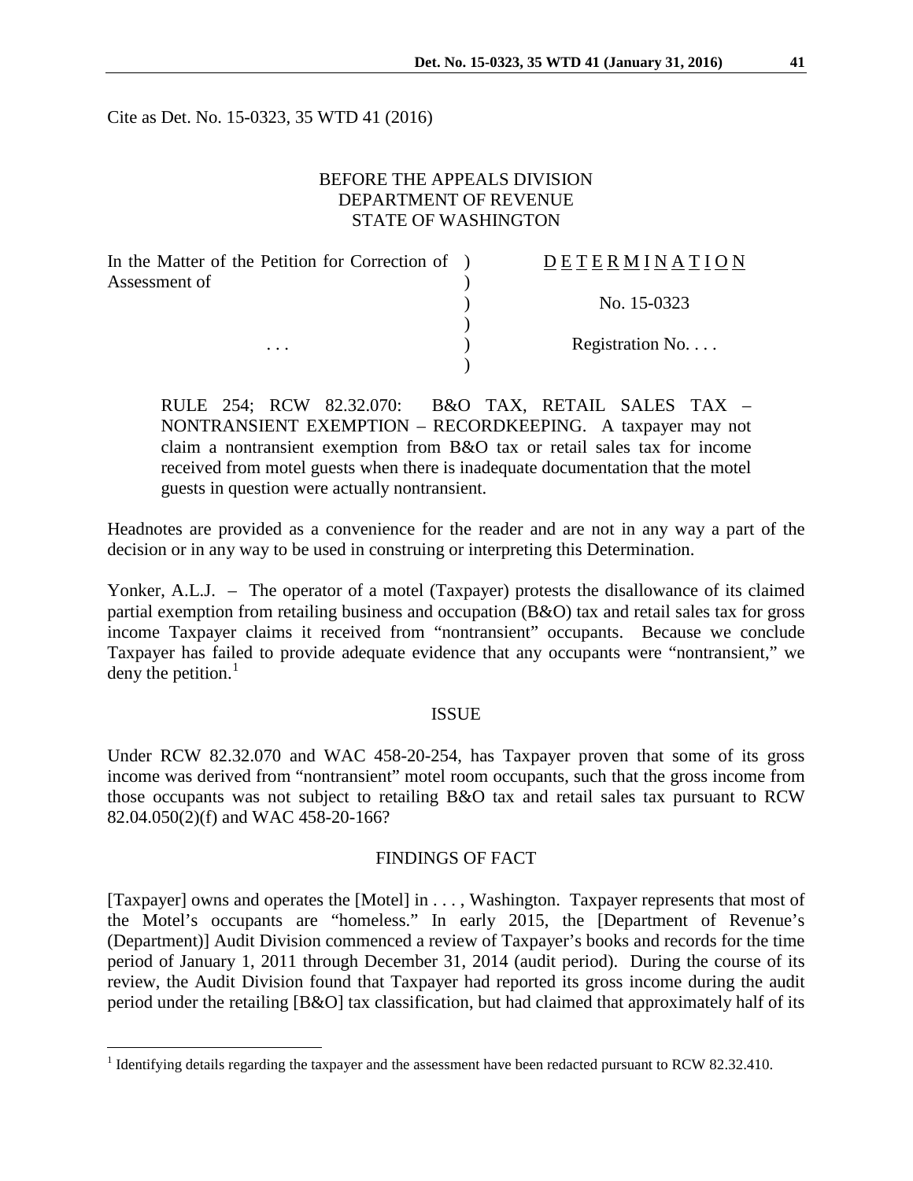Cite as Det. No. 15-0323, 35 WTD 41 (2016)

BEFORE THE APPEALS DIVISION
DEPARTMENT OF REVENUE
STATE OF WASHINGTON

| In the Matter of the Petition for Correction of Assessment of | ) | D E T E R M I N A T I O N |
|---|---|---|
| | ) | No. 15-0323 |
| . . . | ) | Registration No. . . . |

RULE 254; RCW 82.32.070: B&O TAX, RETAIL SALES TAX – NONTRANSIENT EXEMPTION – RECORDKEEPING. A taxpayer may not claim a nontransient exemption from B&O tax or retail sales tax for income received from motel guests when there is inadequate documentation that the motel guests in question were actually nontransient.

Headnotes are provided as a convenience for the reader and are not in any way a part of the decision or in any way to be used in construing or interpreting this Determination.

Yonker, A.L.J. – The operator of a motel (Taxpayer) protests the disallowance of its claimed partial exemption from retailing business and occupation (B&O) tax and retail sales tax for gross income Taxpayer claims it received from "nontransient" occupants. Because we conclude Taxpayer has failed to provide adequate evidence that any occupants were "nontransient," we deny the petition.[1]

## ISSUE

Under RCW 82.32.070 and WAC 458-20-254, has Taxpayer proven that some of its gross income was derived from "nontransient" motel room occupants, such that the gross income from those occupants was not subject to retailing B&O tax and retail sales tax pursuant to RCW 82.04.050(2)(f) and WAC 458-20-166?

## FINDINGS OF FACT

[Taxpayer] owns and operates the [Motel] in . . . , Washington. Taxpayer represents that most of the Motel's occupants are "homeless." In early 2015, the [Department of Revenue's (Department)] Audit Division commenced a review of Taxpayer's books and records for the time period of January 1, 2011 through December 31, 2014 (audit period). During the course of its review, the Audit Division found that Taxpayer had reported its gross income during the audit period under the retailing [B&O] tax classification, but had claimed that approximately half of its

[1] Identifying details regarding the taxpayer and the assessment have been redacted pursuant to RCW 82.32.410.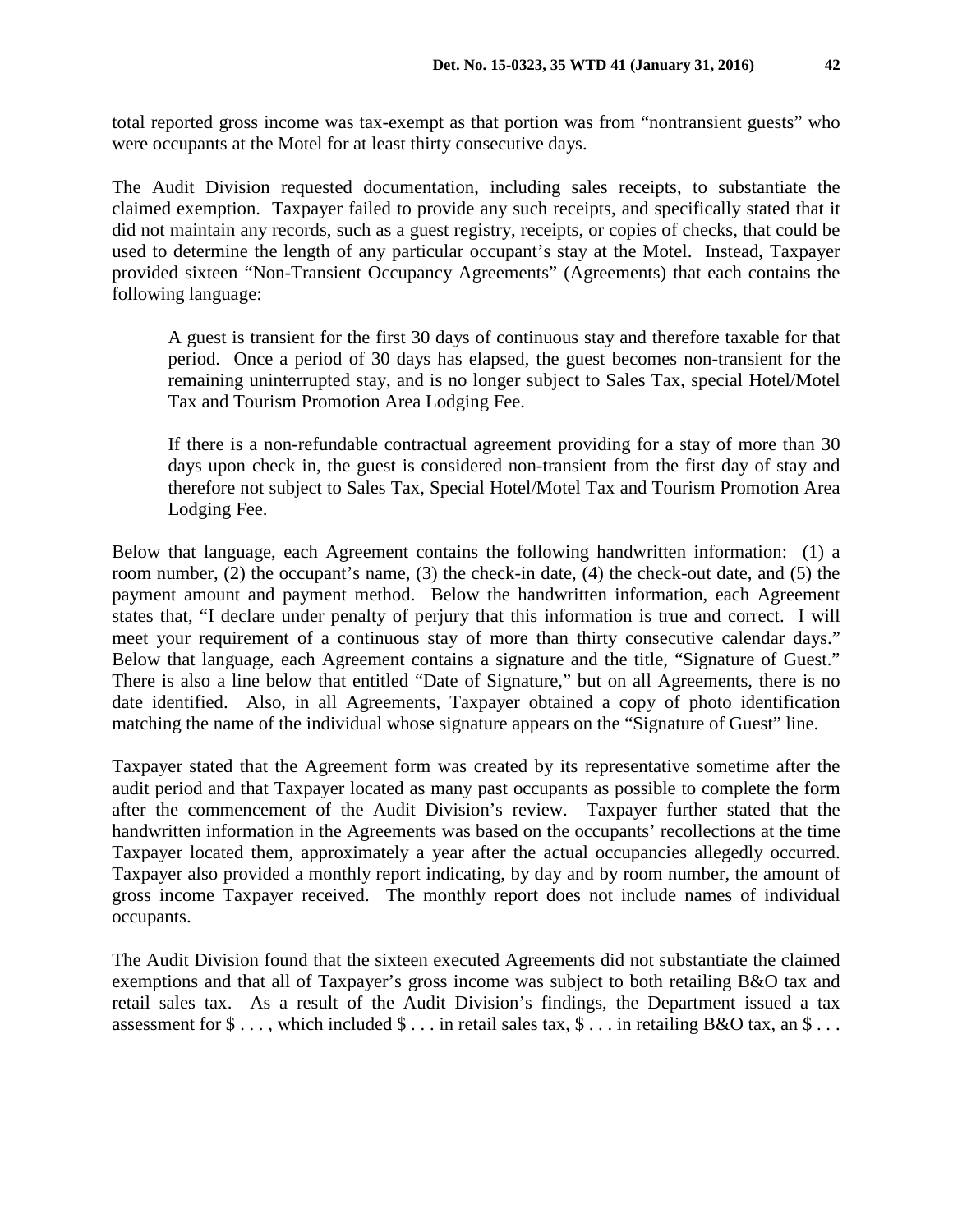total reported gross income was tax-exempt as that portion was from "nontransient guests" who were occupants at the Motel for at least thirty consecutive days.

The Audit Division requested documentation, including sales receipts, to substantiate the claimed exemption. Taxpayer failed to provide any such receipts, and specifically stated that it did not maintain any records, such as a guest registry, receipts, or copies of checks, that could be used to determine the length of any particular occupant's stay at the Motel. Instead, Taxpayer provided sixteen "Non-Transient Occupancy Agreements" (Agreements) that each contains the following language:

> A guest is transient for the first 30 days of continuous stay and therefore taxable for that period. Once a period of 30 days has elapsed, the guest becomes non-transient for the remaining uninterrupted stay, and is no longer subject to Sales Tax, special Hotel/Motel Tax and Tourism Promotion Area Lodging Fee.
>
> If there is a non-refundable contractual agreement providing for a stay of more than 30 days upon check in, the guest is considered non-transient from the first day of stay and therefore not subject to Sales Tax, Special Hotel/Motel Tax and Tourism Promotion Area Lodging Fee.

Below that language, each Agreement contains the following handwritten information: (1) a room number, (2) the occupant's name, (3) the check-in date, (4) the check-out date, and (5) the payment amount and payment method. Below the handwritten information, each Agreement states that, "I declare under penalty of perjury that this information is true and correct. I will meet your requirement of a continuous stay of more than thirty consecutive calendar days." Below that language, each Agreement contains a signature and the title, "Signature of Guest." There is also a line below that entitled "Date of Signature," but on all Agreements, there is no date identified. Also, in all Agreements, Taxpayer obtained a copy of photo identification matching the name of the individual whose signature appears on the "Signature of Guest" line.

Taxpayer stated that the Agreement form was created by its representative sometime after the audit period and that Taxpayer located as many past occupants as possible to complete the form after the commencement of the Audit Division's review. Taxpayer further stated that the handwritten information in the Agreements was based on the occupants' recollections at the time Taxpayer located them, approximately a year after the actual occupancies allegedly occurred. Taxpayer also provided a monthly report indicating, by day and by room number, the amount of gross income Taxpayer received. The monthly report does not include names of individual occupants.

The Audit Division found that the sixteen executed Agreements did not substantiate the claimed exemptions and that all of Taxpayer's gross income was subject to both retailing B&O tax and retail sales tax. As a result of the Audit Division's findings, the Department issued a tax assessment for $ . . . , which included $ . . . in retail sales tax, $ . . . in retailing B&O tax, an $ . . .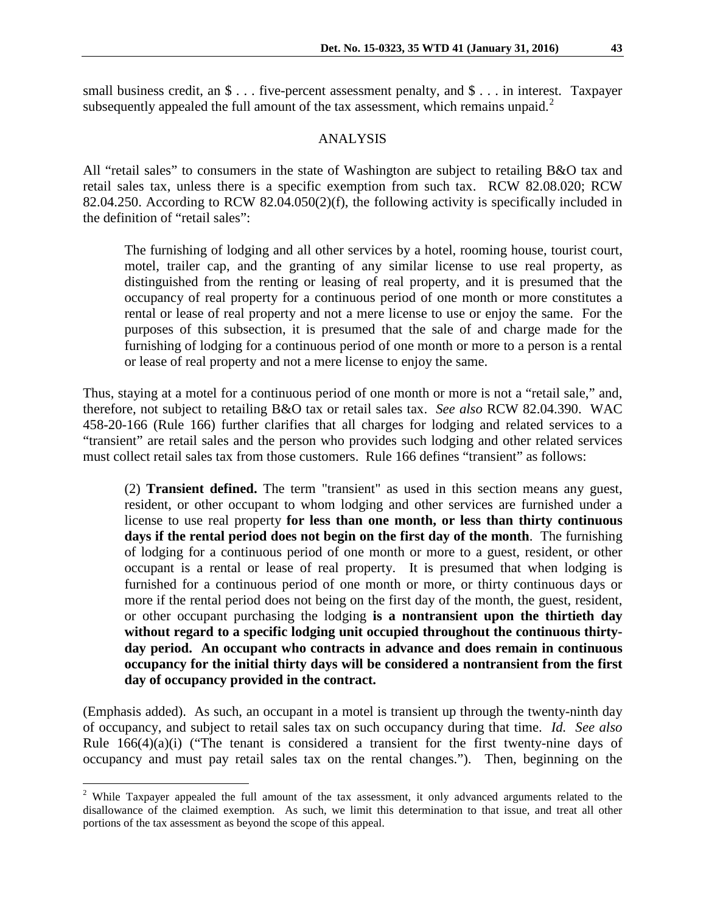small business credit, an $ . . . five-percent assessment penalty, and $ . . . in interest. Taxpayer subsequently appealed the full amount of the tax assessment, which remains unpaid.[2]

## ANALYSIS

All "retail sales" to consumers in the state of Washington are subject to retailing B&O tax and retail sales tax, unless there is a specific exemption from such tax. RCW 82.08.020; RCW 82.04.250. According to RCW 82.04.050(2)(f), the following activity is specifically included in the definition of "retail sales":

> The furnishing of lodging and all other services by a hotel, rooming house, tourist court, motel, trailer cap, and the granting of any similar license to use real property, as distinguished from the renting or leasing of real property, and it is presumed that the occupancy of real property for a continuous period of one month or more constitutes a rental or lease of real property and not a mere license to use or enjoy the same. For the purposes of this subsection, it is presumed that the sale of and charge made for the furnishing of lodging for a continuous period of one month or more to a person is a rental or lease of real property and not a mere license to enjoy the same.

Thus, staying at a motel for a continuous period of one month or more is not a "retail sale," and, therefore, not subject to retailing B&O tax or retail sales tax. *See also* RCW 82.04.390. WAC 458-20-166 (Rule 166) further clarifies that all charges for lodging and related services to a "transient" are retail sales and the person who provides such lodging and other related services must collect retail sales tax from those customers. Rule 166 defines "transient" as follows:

> (2) **Transient defined.** The term "transient" as used in this section means any guest, resident, or other occupant to whom lodging and other services are furnished under a license to use real property **for less than one month, or less than thirty continuous days if the rental period does not begin on the first day of the month**. The furnishing of lodging for a continuous period of one month or more to a guest, resident, or other occupant is a rental or lease of real property. It is presumed that when lodging is furnished for a continuous period of one month or more, or thirty continuous days or more if the rental period does not being on the first day of the month, the guest, resident, or other occupant purchasing the lodging **is a nontransient upon the thirtieth day without regard to a specific lodging unit occupied throughout the continuous thirty-day period. An occupant who contracts in advance and does remain in continuous occupancy for the initial thirty days will be considered a nontransient from the first day of occupancy provided in the contract.**

(Emphasis added). As such, an occupant in a motel is transient up through the twenty-ninth day of occupancy, and subject to retail sales tax on such occupancy during that time. *Id. See also* Rule 166(4)(a)(i) ("The tenant is considered a transient for the first twenty-nine days of occupancy and must pay retail sales tax on the rental changes."). Then, beginning on the

---

[2] While Taxpayer appealed the full amount of the tax assessment, it only advanced arguments related to the disallowance of the claimed exemption. As such, we limit this determination to that issue, and treat all other portions of the tax assessment as beyond the scope of this appeal.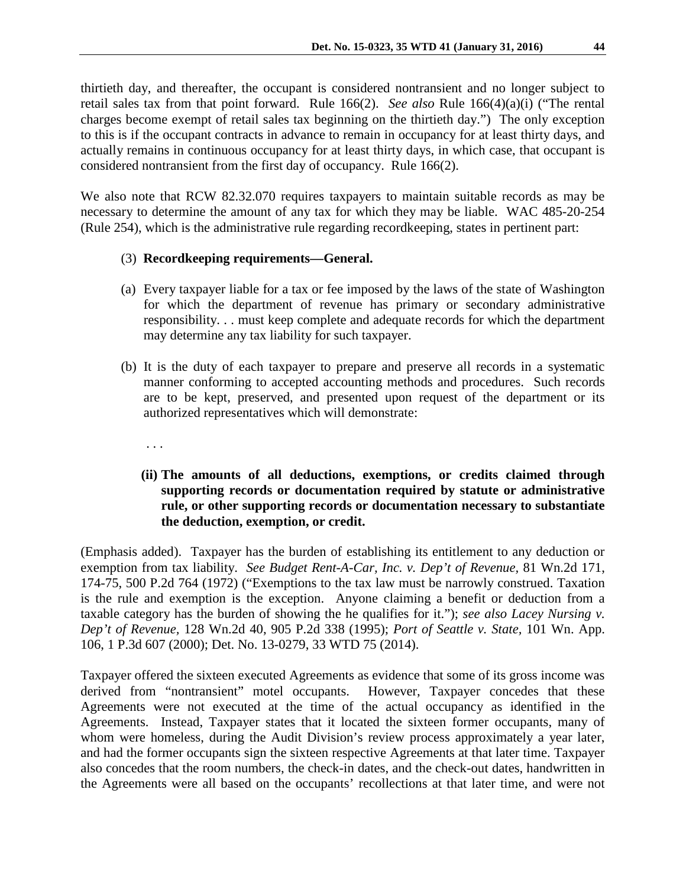thirtieth day, and thereafter, the occupant is considered nontransient and no longer subject to retail sales tax from that point forward. Rule 166(2). *See also* Rule 166(4)(a)(i) ("The rental charges become exempt of retail sales tax beginning on the thirtieth day.") The only exception to this is if the occupant contracts in advance to remain in occupancy for at least thirty days, and actually remains in continuous occupancy for at least thirty days, in which case, that occupant is considered nontransient from the first day of occupancy. Rule 166(2).

We also note that RCW 82.32.070 requires taxpayers to maintain suitable records as may be necessary to determine the amount of any tax for which they may be liable. WAC 485-20-254 (Rule 254), which is the administrative rule regarding recordkeeping, states in pertinent part:

> (3) **Recordkeeping requirements—General.**
>
> (a) Every taxpayer liable for a tax or fee imposed by the laws of the state of Washington for which the department of revenue has primary or secondary administrative responsibility. . . must keep complete and adequate records for which the department may determine any tax liability for such taxpayer.
>
> (b) It is the duty of each taxpayer to prepare and preserve all records in a systematic manner conforming to accepted accounting methods and procedures. Such records are to be kept, preserved, and presented upon request of the department or its authorized representatives which will demonstrate:
>
> . . .
>
> **(ii) The amounts of all deductions, exemptions, or credits claimed through supporting records or documentation required by statute or administrative rule, or other supporting records or documentation necessary to substantiate the deduction, exemption, or credit.**

(Emphasis added). Taxpayer has the burden of establishing its entitlement to any deduction or exemption from tax liability. *See Budget Rent-A-Car, Inc. v. Dep't of Revenue,* 81 Wn.2d 171, 174-75, 500 P.2d 764 (1972) ("Exemptions to the tax law must be narrowly construed. Taxation is the rule and exemption is the exception. Anyone claiming a benefit or deduction from a taxable category has the burden of showing the he qualifies for it."); *see also Lacey Nursing v. Dep't of Revenue,* 128 Wn.2d 40, 905 P.2d 338 (1995); *Port of Seattle v. State,* 101 Wn. App. 106, 1 P.3d 607 (2000); Det. No. 13-0279, 33 WTD 75 (2014).

Taxpayer offered the sixteen executed Agreements as evidence that some of its gross income was derived from "nontransient" motel occupants. However, Taxpayer concedes that these Agreements were not executed at the time of the actual occupancy as identified in the Agreements. Instead, Taxpayer states that it located the sixteen former occupants, many of whom were homeless, during the Audit Division's review process approximately a year later, and had the former occupants sign the sixteen respective Agreements at that later time. Taxpayer also concedes that the room numbers, the check-in dates, and the check-out dates, handwritten in the Agreements were all based on the occupants' recollections at that later time, and were not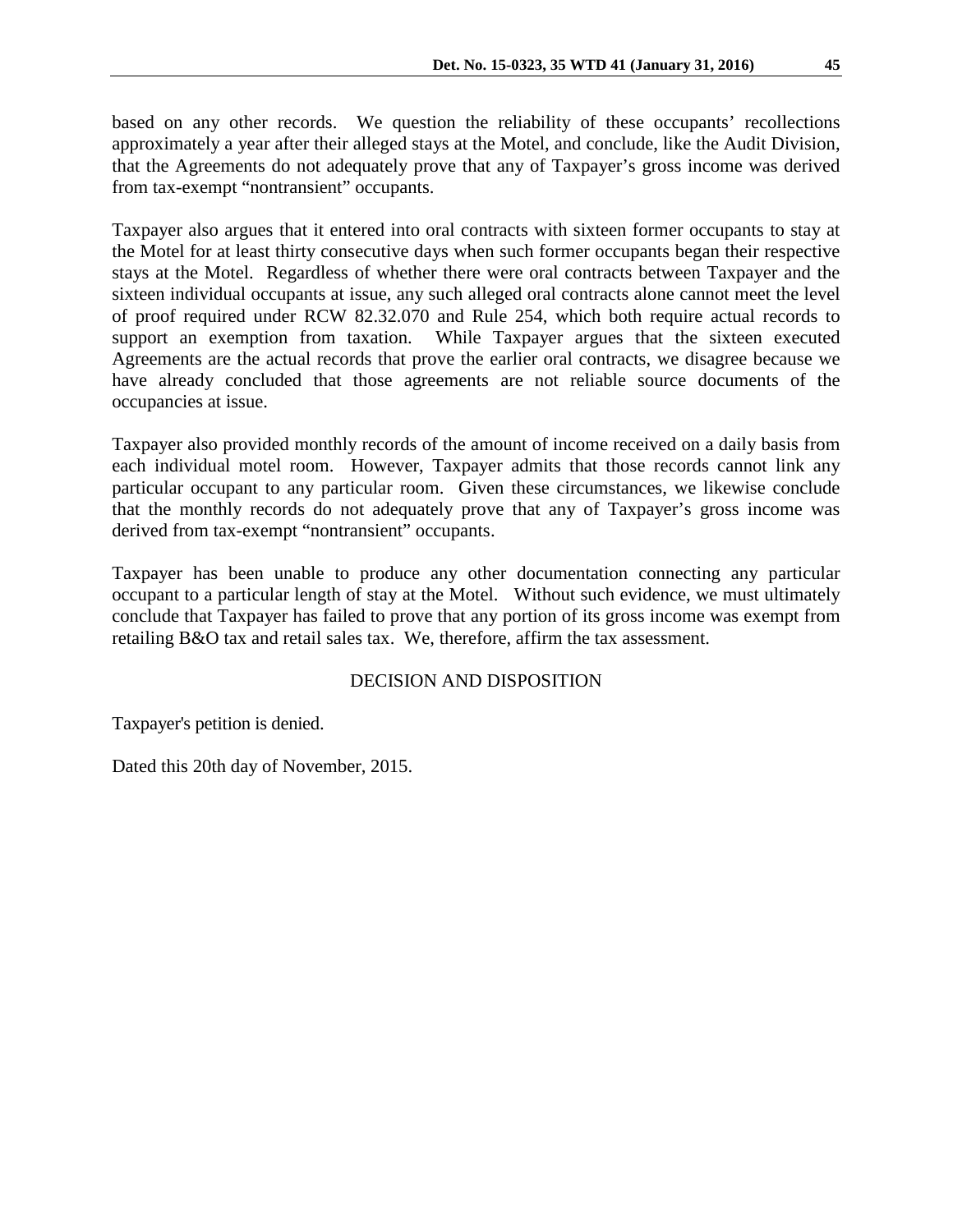based on any other records. We question the reliability of these occupants' recollections approximately a year after their alleged stays at the Motel, and conclude, like the Audit Division, that the Agreements do not adequately prove that any of Taxpayer's gross income was derived from tax-exempt "nontransient" occupants.

Taxpayer also argues that it entered into oral contracts with sixteen former occupants to stay at the Motel for at least thirty consecutive days when such former occupants began their respective stays at the Motel. Regardless of whether there were oral contracts between Taxpayer and the sixteen individual occupants at issue, any such alleged oral contracts alone cannot meet the level of proof required under RCW 82.32.070 and Rule 254, which both require actual records to support an exemption from taxation. While Taxpayer argues that the sixteen executed Agreements are the actual records that prove the earlier oral contracts, we disagree because we have already concluded that those agreements are not reliable source documents of the occupancies at issue.

Taxpayer also provided monthly records of the amount of income received on a daily basis from each individual motel room. However, Taxpayer admits that those records cannot link any particular occupant to any particular room. Given these circumstances, we likewise conclude that the monthly records do not adequately prove that any of Taxpayer's gross income was derived from tax-exempt "nontransient" occupants.

Taxpayer has been unable to produce any other documentation connecting any particular occupant to a particular length of stay at the Motel. Without such evidence, we must ultimately conclude that Taxpayer has failed to prove that any portion of its gross income was exempt from retailing B&O tax and retail sales tax. We, therefore, affirm the tax assessment.

## DECISION AND DISPOSITION

Taxpayer's petition is denied.

Dated this 20th day of November, 2015.